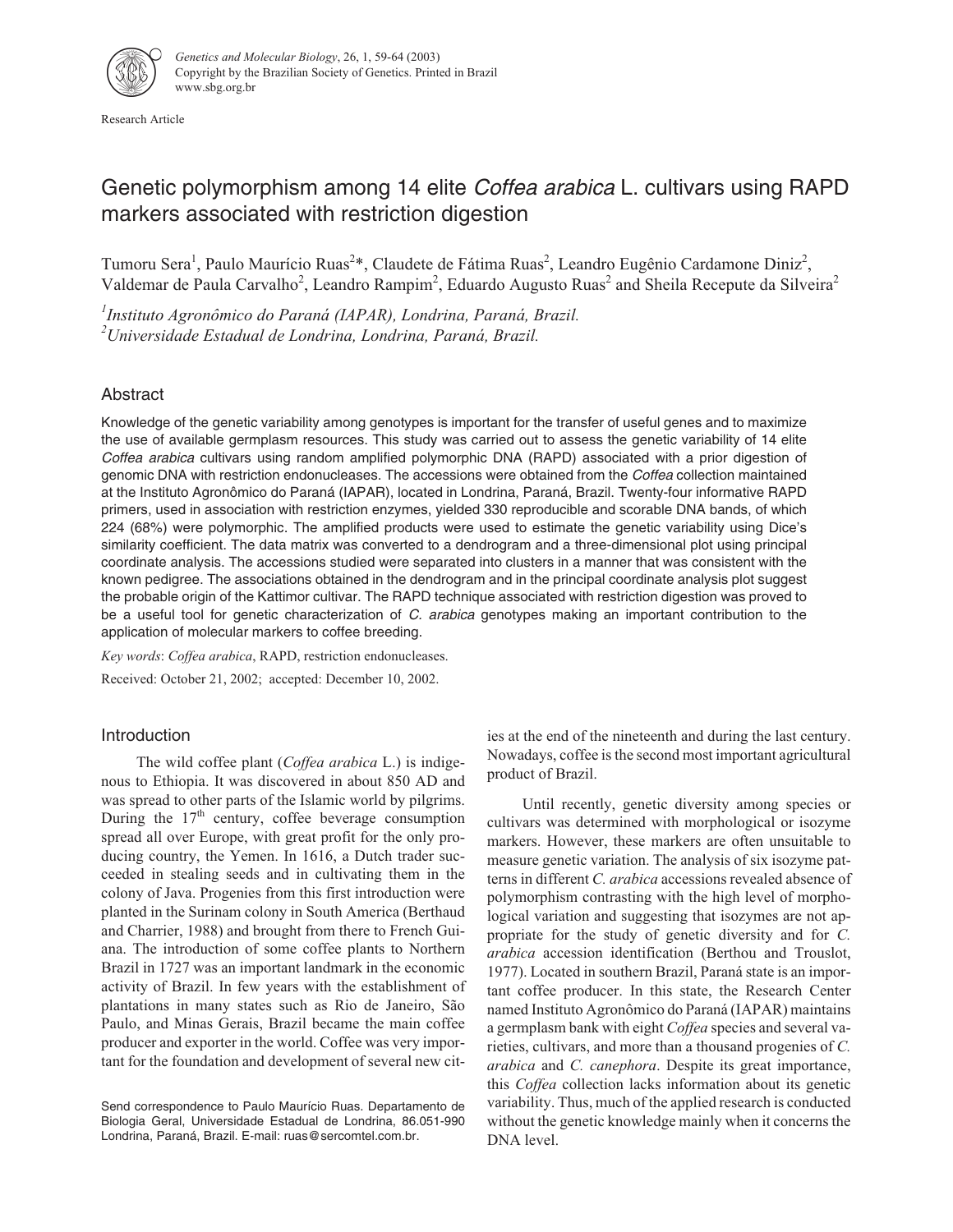Research Article

# Genetic polymorphism among 14 elite *Coffea arabica* L. cultivars using RAPD markers associated with restriction digestion

Tumoru Sera[1], Paulo Maurício Ruas[2]*, Claudete de Fátima Ruas[2], Leandro Eugênio Cardamone Diniz[2], Valdemar de Paula Carvalho[2], Leandro Rampim[2], Eduardo Augusto Ruas[2] and Sheila Recepute da Silveira[2]

[1] *Instituto Agronômico do Paraná (IAPAR), Londrina, Paraná, Brazil.*
[2] *Universidade Estadual de Londrina, Londrina, Paraná, Brazil.*

## Abstract

Knowledge of the genetic variability among genotypes is important for the transfer of useful genes and to maximize the use of available germplasm resources. This study was carried out to assess the genetic variability of 14 elite *Coffea arabica* cultivars using random amplified polymorphic DNA (RAPD) associated with a prior digestion of genomic DNA with restriction endonucleases. The accessions were obtained from the *Coffea* collection maintained at the Instituto Agronômico do Paraná (IAPAR), located in Londrina, Paraná, Brazil. Twenty-four informative RAPD primers, used in association with restriction enzymes, yielded 330 reproducible and scorable DNA bands, of which 224 (68%) were polymorphic. The amplified products were used to estimate the genetic variability using Dice's similarity coefficient. The data matrix was converted to a dendrogram and a three-dimensional plot using principal coordinate analysis. The accessions studied were separated into clusters in a manner that was consistent with the known pedigree. The associations obtained in the dendrogram and in the principal coordinate analysis plot suggest the probable origin of the Kattimor cultivar. The RAPD technique associated with restriction digestion was proved to be a useful tool for genetic characterization of *C. arabica* genotypes making an important contribution to the application of molecular markers to coffee breeding.

*Key words*: *Coffea arabica*, RAPD, restriction endonucleases.

Received: October 21, 2002; accepted: December 10, 2002.

## Introduction

The wild coffee plant (*Coffea arabica* L.) is indigenous to Ethiopia. It was discovered in about 850 AD and was spread to other parts of the Islamic world by pilgrims. During the 17th century, coffee beverage consumption spread all over Europe, with great profit for the only producing country, the Yemen. In 1616, a Dutch trader succeeded in stealing seeds and in cultivating them in the colony of Java. Progenies from this first introduction were planted in the Surinam colony in South America (Berthaud and Charrier, 1988) and brought from there to French Guiana. The introduction of some coffee plants to Northern Brazil in 1727 was an important landmark in the economic activity of Brazil. In few years with the establishment of plantations in many states such as Rio de Janeiro, São Paulo, and Minas Gerais, Brazil became the main coffee producer and exporter in the world. Coffee was very important for the foundation and development of several new cities at the end of the nineteenth and during the last century. Nowadays, coffee is the second most important agricultural product of Brazil.

Until recently, genetic diversity among species or cultivars was determined with morphological or isozyme markers. However, these markers are often unsuitable to measure genetic variation. The analysis of six isozyme patterns in different *C. arabica* accessions revealed absence of polymorphism contrasting with the high level of morphological variation and suggesting that isozymes are not appropriate for the study of genetic diversity and for *C. arabica* accession identification (Berthou and Trouslot, 1977). Located in southern Brazil, Paraná state is an important coffee producer. In this state, the Research Center named Instituto Agronômico do Paraná (IAPAR) maintains a germplasm bank with eight *Coffea* species and several varieties, cultivars, and more than a thousand progenies of *C. arabica* and *C. canephora*. Despite its great importance, this *Coffea* collection lacks information about its genetic variability. Thus, much of the applied research is conducted without the genetic knowledge mainly when it concerns the DNA level.

Send correspondence to Paulo Maurício Ruas. Departamento de Biologia Geral, Universidade Estadual de Londrina, 86.051-990 Londrina, Paraná, Brazil. E-mail: ruas@sercomtel.com.br.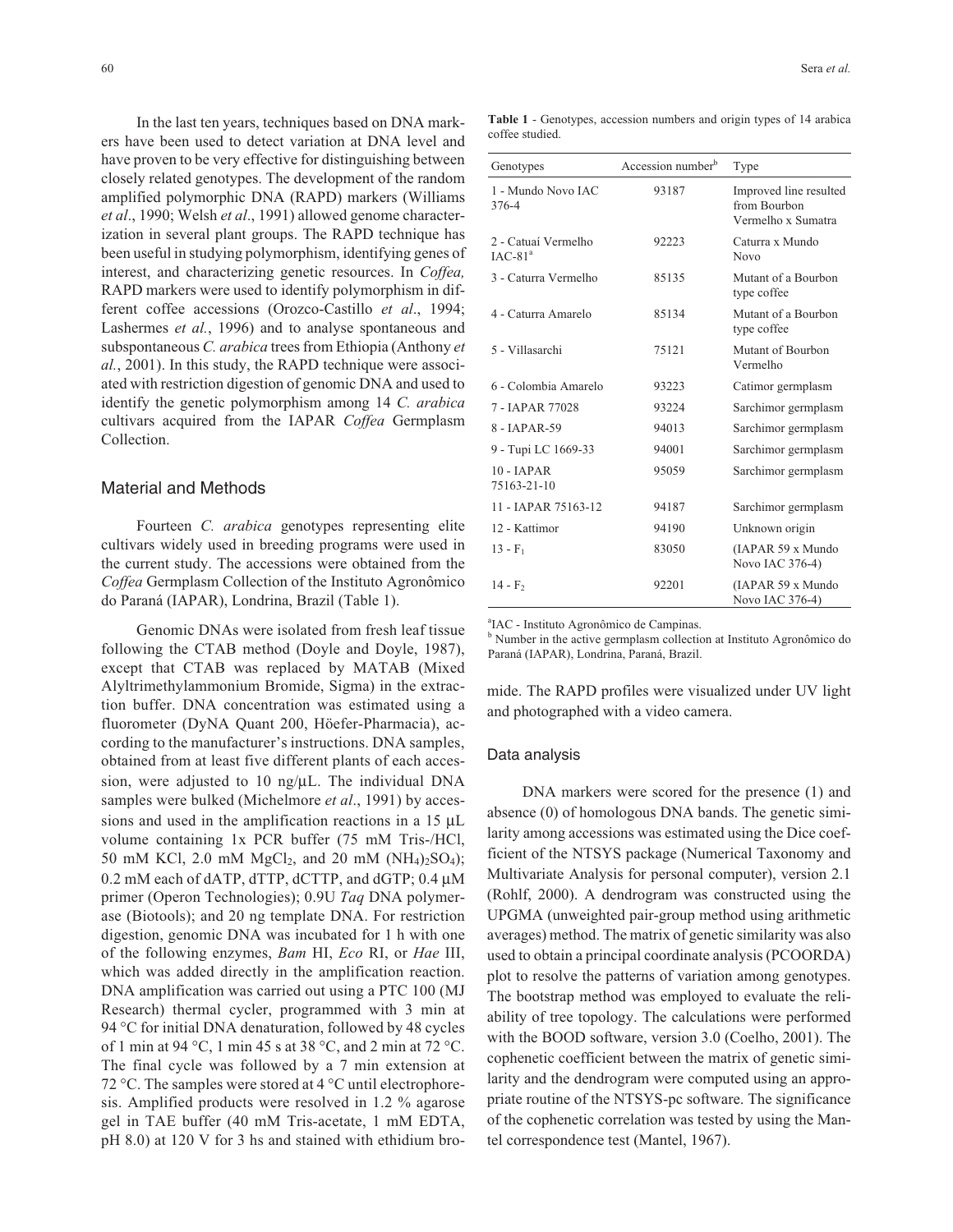In the last ten years, techniques based on DNA markers have been used to detect variation at DNA level and have proven to be very effective for distinguishing between closely related genotypes. The development of the random amplified polymorphic DNA (RAPD) markers (Williams *et al*., 1990; Welsh *et al*., 1991) allowed genome characterization in several plant groups. The RAPD technique has been useful in studying polymorphism, identifying genes of interest, and characterizing genetic resources. In *Coffea,* RAPD markers were used to identify polymorphism in different coffee accessions (Orozco-Castillo *et al*., 1994; Lashermes *et al.*, 1996) and to analyse spontaneous and subspontaneous *C. arabica* trees from Ethiopia (Anthony *et al.*, 2001). In this study, the RAPD technique were associated with restriction digestion of genomic DNA and used to identify the genetic polymorphism among 14 *C. arabica* cultivars acquired from the IAPAR *Coffea* Germplasm Collection.

## Material and Methods

Fourteen *C. arabica* genotypes representing elite cultivars widely used in breeding programs were used in the current study. The accessions were obtained from the *Coffea* Germplasm Collection of the Instituto Agronômico do Paraná (IAPAR), Londrina, Brazil (Table 1).

**Table 1** - Genotypes, accession numbers and origin types of 14 arabica coffee studied.

| Genotypes | Accession number[b] | Type |
|---|---|---|
| 1 - Mundo Novo IAC 376-4 | 93187 | Improved line resulted from Bourbon Vermelho x Sumatra |
| 2 - Catuaí Vermelho IAC-81[a] | 92223 | Caturra x Mundo Novo |
| 3 - Caturra Vermelho | 85135 | Mutant of a Bourbon type coffee |
| 4 - Caturra Amarelo | 85134 | Mutant of a Bourbon type coffee |
| 5 - Villasarchi | 75121 | Mutant of Bourbon Vermelho |
| 6 - Colombia Amarelo | 93223 | Catimor germplasm |
| 7 - IAPAR 77028 | 93224 | Sarchimor germplasm |
| 8 - IAPAR-59 | 94013 | Sarchimor germplasm |
| 9 - Tupi LC 1669-33 | 94001 | Sarchimor germplasm |
| 10 - IAPAR 75163-21-10 | 95059 | Sarchimor germplasm |
| 11 - IAPAR 75163-12 | 94187 | Sarchimor germplasm |
| 12 - Kattimor | 94190 | Unknown origin |
| 13 - $F_1$ | 83050 | (IAPAR 59 x Mundo Novo IAC 376-4) |
| 14 - $F_2$ | 92201 | (IAPAR 59 x Mundo Novo IAC 376-4) |

[a]IAC - Instituto Agronômico de Campinas.
[b] Number in the active germplasm collection at Instituto Agronômico do Paraná (IAPAR), Londrina, Paraná, Brazil.

Genomic DNAs were isolated from fresh leaf tissue following the CTAB method (Doyle and Doyle, 1987), except that CTAB was replaced by MATAB (Mixed Alyltrimethylammonium Bromide, Sigma) in the extraction buffer. DNA concentration was estimated using a fluorometer (DyNA Quant 200, Höefer-Pharmacia), according to the manufacturer's instructions. DNA samples, obtained from at least five different plants of each accession, were adjusted to 10 ng/µL. The individual DNA samples were bulked (Michelmore *et al*., 1991) by accessions and used in the amplification reactions in a 15 µL volume containing 1x PCR buffer (75 mM Tris-/HCl, 50 mM KCl, 2.0 mM $MgCl_2$, and 20 mM $(NH_4)_2SO_4$); 0.2 mM each of dATP, dTTP, dCTTP, and dGTP; 0.4 µM primer (Operon Technologies); 0.9U *Taq* DNA polymerase (Biotools); and 20 ng template DNA. For restriction digestion, genomic DNA was incubated for 1 h with one of the following enzymes, *Bam* HI, *Eco* RI, or *Hae* III, which was added directly in the amplification reaction. DNA amplification was carried out using a PTC 100 (MJ Research) thermal cycler, programmed with 3 min at 94 °C for initial DNA denaturation, followed by 48 cycles of 1 min at 94 °C, 1 min 45 s at 38 °C, and 2 min at 72 °C. The final cycle was followed by a 7 min extension at 72 °C. The samples were stored at 4 °C until electrophoresis. Amplified products were resolved in 1.2 % agarose gel in TAE buffer (40 mM Tris-acetate, 1 mM EDTA, pH 8.0) at 120 V for 3 hs and stained with ethidium bromide. The RAPD profiles were visualized under UV light and photographed with a video camera.

### Data analysis

DNA markers were scored for the presence (1) and absence (0) of homologous DNA bands. The genetic similarity among accessions was estimated using the Dice coefficient of the NTSYS package (Numerical Taxonomy and Multivariate Analysis for personal computer), version 2.1 (Rohlf, 2000). A dendrogram was constructed using the UPGMA (unweighted pair-group method using arithmetic averages) method. The matrix of genetic similarity was also used to obtain a principal coordinate analysis (PCOORDA) plot to resolve the patterns of variation among genotypes. The bootstrap method was employed to evaluate the reliability of tree topology. The calculations were performed with the BOOD software, version 3.0 (Coelho, 2001). The cophenetic coefficient between the matrix of genetic similarity and the dendrogram were computed using an appropriate routine of the NTSYS-pc software. The significance of the cophenetic correlation was tested by using the Mantel correspondence test (Mantel, 1967).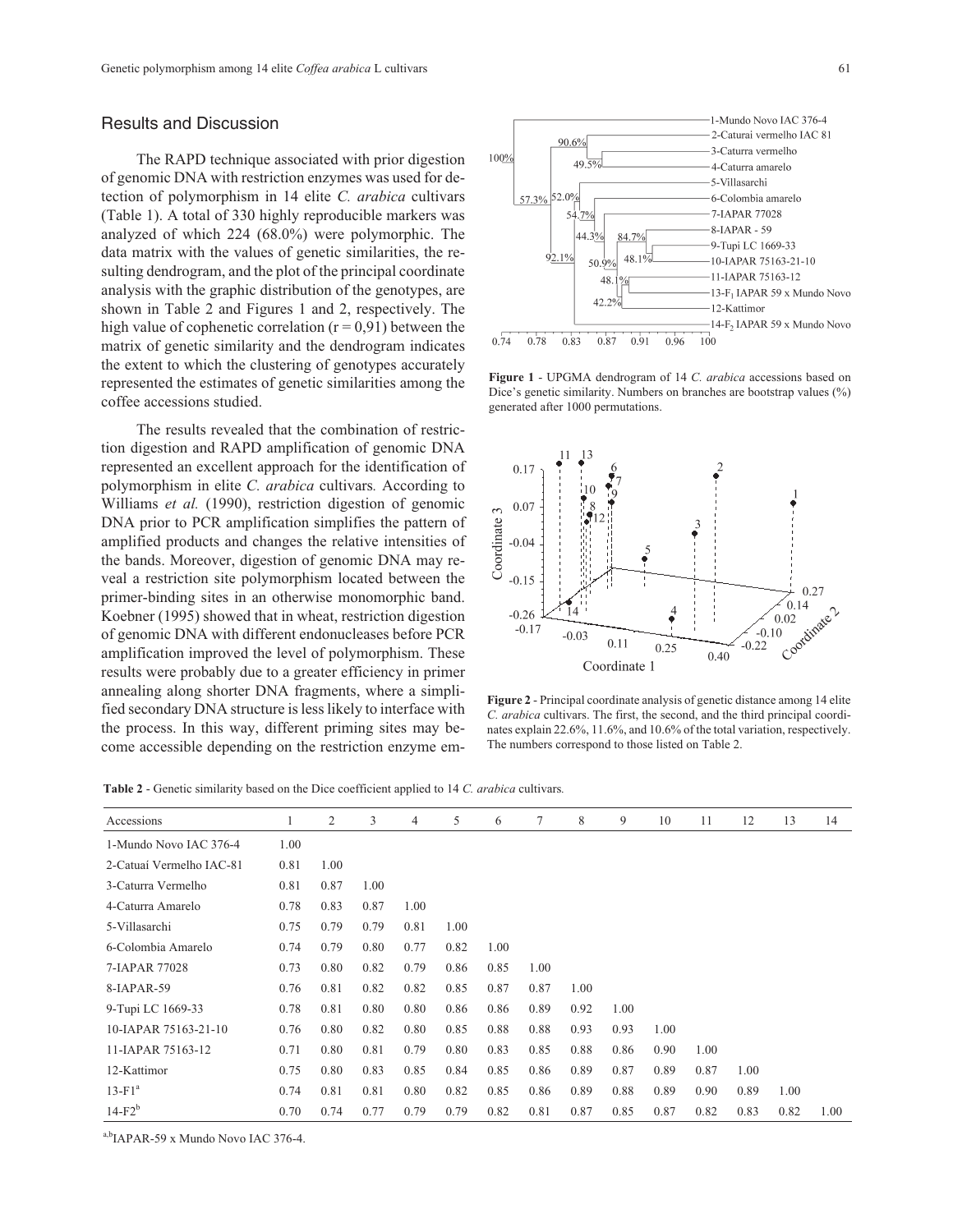## Results and Discussion

The RAPD technique associated with prior digestion of genomic DNA with restriction enzymes was used for detection of polymorphism in 14 elite *C. arabica* cultivars (Table 1). A total of 330 highly reproducible markers was analyzed of which 224 (68.0%) were polymorphic. The data matrix with the values of genetic similarities, the resulting dendrogram, and the plot of the principal coordinate analysis with the graphic distribution of the genotypes, are shown in Table 2 and Figures 1 and 2, respectively. The high value of cophenetic correlation ($r = 0{,}91$) between the matrix of genetic similarity and the dendrogram indicates the extent to which the clustering of genotypes accurately represented the estimates of genetic similarities among the coffee accessions studied.

The results revealed that the combination of restriction digestion and RAPD amplification of genomic DNA represented an excellent approach for the identification of polymorphism in elite *C. arabica* cultivars*.* According to Williams *et al.* (1990), restriction digestion of genomic DNA prior to PCR amplification simplifies the pattern of amplified products and changes the relative intensities of the bands. Moreover, digestion of genomic DNA may reveal a restriction site polymorphism located between the primer-binding sites in an otherwise monomorphic band. Koebner (1995) showed that in wheat, restriction digestion of genomic DNA with different endonucleases before PCR amplification improved the level of polymorphism. These results were probably due to a greater efficiency in primer annealing along shorter DNA fragments, where a simplified secondary DNA structure is less likely to interface with the process. In this way, different priming sites may become accessible depending on the restriction enzyme em-

**Figure 1** - UPGMA dendrogram of 14 *C. arabica* accessions based on Dice's genetic similarity. Numbers on branches are bootstrap values (%) generated after 1000 permutations.

**Figure 2** - Principal coordinate analysis of genetic distance among 14 elite *C. arabica* cultivars. The first, the second, and the third principal coordinates explain 22.6%, 11.6%, and 10.6% of the total variation, respectively. The numbers correspond to those listed on Table 2.

**Table 2** - Genetic similarity based on the Dice coefficient applied to 14 *C. arabica* cultivars*.*

| Accessions | 1 | 2 | 3 | 4 | 5 | 6 | 7 | 8 | 9 | 10 | 11 | 12 | 13 | 14 |
|---|---|---|---|---|---|---|---|---|---|---|---|---|---|---|
| 1-Mundo Novo IAC 376-4 | 1.00 | | | | | | | | | | | | | |
| 2-Catuaí Vermelho IAC-81 | 0.81 | 1.00 | | | | | | | | | | | | |
| 3-Caturra Vermelho | 0.81 | 0.87 | 1.00 | | | | | | | | | | | |
| 4-Caturra Amarelo | 0.78 | 0.83 | 0.87 | 1.00 | | | | | | | | | | |
| 5-Villasarchi | 0.75 | 0.79 | 0.79 | 0.81 | 1.00 | | | | | | | | | |
| 6-Colombia Amarelo | 0.74 | 0.79 | 0.80 | 0.77 | 0.82 | 1.00 | | | | | | | | |
| 7-IAPAR 77028 | 0.73 | 0.80 | 0.82 | 0.79 | 0.86 | 0.85 | 1.00 | | | | | | | |
| 8-IAPAR-59 | 0.76 | 0.81 | 0.82 | 0.82 | 0.85 | 0.87 | 0.87 | 1.00 | | | | | | |
| 9-Tupi LC 1669-33 | 0.78 | 0.81 | 0.80 | 0.80 | 0.86 | 0.86 | 0.89 | 0.92 | 1.00 | | | | | |
| 10-IAPAR 75163-21-10 | 0.76 | 0.80 | 0.82 | 0.80 | 0.85 | 0.88 | 0.88 | 0.93 | 0.93 | 1.00 | | | | |
| 11-IAPAR 75163-12 | 0.71 | 0.80 | 0.81 | 0.79 | 0.80 | 0.83 | 0.85 | 0.88 | 0.86 | 0.90 | 1.00 | | | |
| 12-Kattimor | 0.75 | 0.80 | 0.83 | 0.85 | 0.84 | 0.85 | 0.86 | 0.89 | 0.87 | 0.89 | 0.87 | 1.00 | | |
| 13-F1[a] | 0.74 | 0.81 | 0.81 | 0.80 | 0.82 | 0.85 | 0.86 | 0.89 | 0.88 | 0.89 | 0.90 | 0.89 | 1.00 | |
| 14-F2[b] | 0.70 | 0.74 | 0.77 | 0.79 | 0.79 | 0.82 | 0.81 | 0.87 | 0.85 | 0.87 | 0.82 | 0.83 | 0.82 | 1.00 |

[a,b]IAPAR-59 x Mundo Novo IAC 376-4.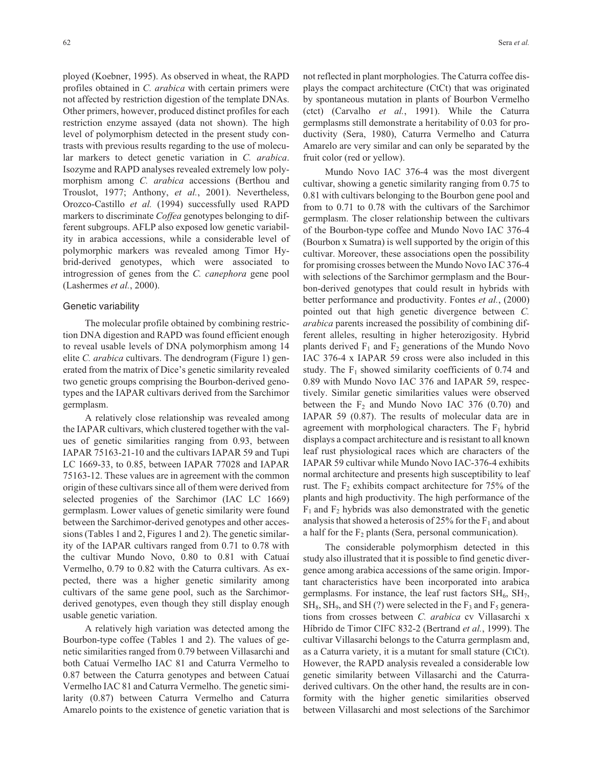ployed (Koebner, 1995). As observed in wheat, the RAPD profiles obtained in *C. arabica* with certain primers were not affected by restriction digestion of the template DNAs. Other primers, however, produced distinct profiles for each restriction enzyme assayed (data not shown). The high level of polymorphism detected in the present study contrasts with previous results regarding to the use of molecular markers to detect genetic variation in *C. arabica*. Isozyme and RAPD analyses revealed extremely low polymorphism among *C. arabica* accessions (Berthou and Trouslot, 1977; Anthony, *et al.*, 2001). Nevertheless, Orozco-Castillo *et al.* (1994) successfully used RAPD markers to discriminate *Coffea* genotypes belonging to different subgroups. AFLP also exposed low genetic variability in arabica accessions, while a considerable level of polymorphic markers was revealed among Timor Hybrid-derived genotypes, which were associated to introgression of genes from the *C. canephora* gene pool (Lashermes *et al.*, 2000).

## Genetic variability

The molecular profile obtained by combining restriction DNA digestion and RAPD was found efficient enough to reveal usable levels of DNA polymorphism among 14 elite *C. arabica* cultivars. The dendrogram (Figure 1) generated from the matrix of Dice's genetic similarity revealed two genetic groups comprising the Bourbon-derived genotypes and the IAPAR cultivars derived from the Sarchimor germplasm.

A relatively close relationship was revealed among the IAPAR cultivars, which clustered together with the values of genetic similarities ranging from 0.93, between IAPAR 75163-21-10 and the cultivars IAPAR 59 and Tupi LC 1669-33, to 0.85, between IAPAR 77028 and IAPAR 75163-12. These values are in agreement with the common origin of these cultivars since all of them were derived from selected progenies of the Sarchimor (IAC LC 1669) germplasm. Lower values of genetic similarity were found between the Sarchimor-derived genotypes and other accessions (Tables 1 and 2, Figures 1 and 2). The genetic similarity of the IAPAR cultivars ranged from 0.71 to 0.78 with the cultivar Mundo Novo, 0.80 to 0.81 with Catuaí Vermelho, 0.79 to 0.82 with the Caturra cultivars. As expected, there was a higher genetic similarity among cultivars of the same gene pool, such as the Sarchimor-derived genotypes, even though they still display enough usable genetic variation.

A relatively high variation was detected among the Bourbon-type coffee (Tables 1 and 2). The values of genetic similarities ranged from 0.79 between Villasarchi and both Catuaí Vermelho IAC 81 and Caturra Vermelho to 0.87 between the Caturra genotypes and between Catuaí Vermelho IAC 81 and Caturra Vermelho. The genetic similarity (0.87) between Caturra Vermelho and Caturra Amarelo points to the existence of genetic variation that is not reflected in plant morphologies. The Caturra coffee displays the compact architecture (CtCt) that was originated by spontaneous mutation in plants of Bourbon Vermelho (ctct) (Carvalho *et al.*, 1991). While the Caturra germplasms still demonstrate a heritability of 0.03 for productivity (Sera, 1980), Caturra Vermelho and Caturra Amarelo are very similar and can only be separated by the fruit color (red or yellow).

Mundo Novo IAC 376-4 was the most divergent cultivar, showing a genetic similarity ranging from 0.75 to 0.81 with cultivars belonging to the Bourbon gene pool and from to 0.71 to 0.78 with the cultivars of the Sarchimor germplasm. The closer relationship between the cultivars of the Bourbon-type coffee and Mundo Novo IAC 376-4 (Bourbon x Sumatra) is well supported by the origin of this cultivar. Moreover, these associations open the possibility for promising crosses between the Mundo Novo IAC 376-4 with selections of the Sarchimor germplasm and the Bourbon-derived genotypes that could result in hybrids with better performance and productivity. Fontes *et al.*, (2000) pointed out that high genetic divergence between *C. arabica* parents increased the possibility of combining different alleles, resulting in higher heterozigosity. Hybrid plants derived $F_1$ and $F_2$ generations of the Mundo Novo IAC 376-4 x IAPAR 59 cross were also included in this study. The $F_1$ showed similarity coefficients of 0.74 and 0.89 with Mundo Novo IAC 376 and IAPAR 59, respectively. Similar genetic similarities values were observed between the $F_2$ and Mundo Novo IAC 376 (0.70) and IAPAR 59 (0.87). The results of molecular data are in agreement with morphological characters. The $F_1$ hybrid displays a compact architecture and is resistant to all known leaf rust physiological races which are characters of the IAPAR 59 cultivar while Mundo Novo IAC-376-4 exhibits normal architecture and presents high susceptibility to leaf rust. The $F_2$ exhibits compact architecture for 75% of the plants and high productivity. The high performance of the $F_1$ and $F_2$ hybrids was also demonstrated with the genetic analysis that showed a heterosis of 25% for the $F_1$ and about a half for the $F_2$ plants (Sera, personal communication).

The considerable polymorphism detected in this study also illustrated that it is possible to find genetic divergence among arabica accessions of the same origin. Important characteristics have been incorporated into arabica germplasms. For instance, the leaf rust factors $SH_6$, $SH_7$, $SH_8$, $SH_9$, and SH (?) were selected in the $F_3$ and $F_5$ generations from crosses between *C. arabica* cv Villasarchi x Híbrido de Timor CIFC 832-2 (Bertrand *et al.*, 1999). The cultivar Villasarchi belongs to the Caturra germplasm and, as a Caturra variety, it is a mutant for small stature (CtCt). However, the RAPD analysis revealed a considerable low genetic similarity between Villasarchi and the Caturra-derived cultivars. On the other hand, the results are in conformity with the higher genetic similarities observed between Villasarchi and most selections of the Sarchimor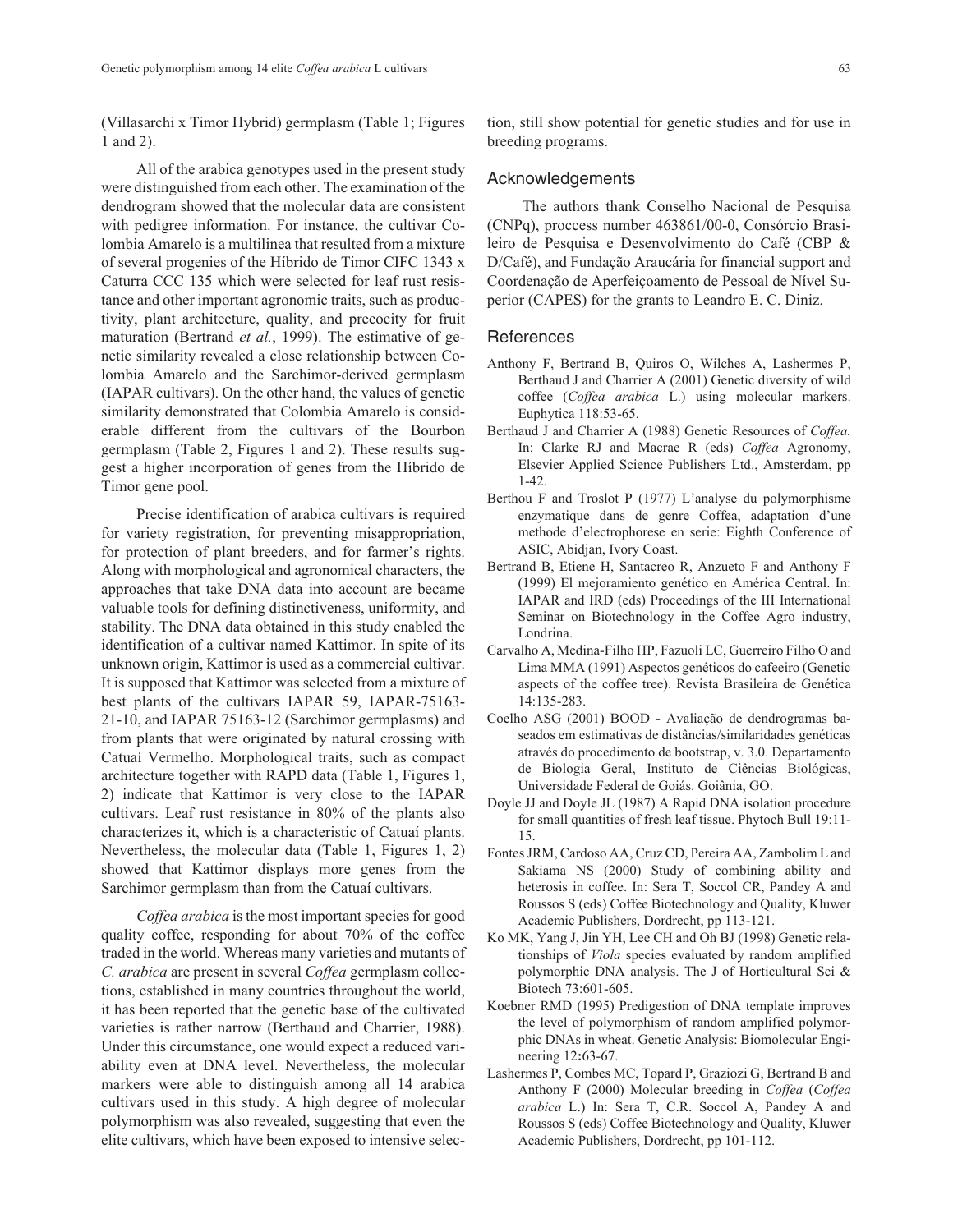(Villasarchi x Timor Hybrid) germplasm (Table 1; Figures 1 and 2).

All of the arabica genotypes used in the present study were distinguished from each other. The examination of the dendrogram showed that the molecular data are consistent with pedigree information. For instance, the cultivar Colombia Amarelo is a multilinea that resulted from a mixture of several progenies of the Híbrido de Timor CIFC 1343 x Caturra CCC 135 which were selected for leaf rust resistance and other important agronomic traits, such as productivity, plant architecture, quality, and precocity for fruit maturation (Bertrand *et al.*, 1999). The estimative of genetic similarity revealed a close relationship between Colombia Amarelo and the Sarchimor-derived germplasm (IAPAR cultivars). On the other hand, the values of genetic similarity demonstrated that Colombia Amarelo is considerable different from the cultivars of the Bourbon germplasm (Table 2, Figures 1 and 2). These results suggest a higher incorporation of genes from the Híbrido de Timor gene pool.

Precise identification of arabica cultivars is required for variety registration, for preventing misappropriation, for protection of plant breeders, and for farmer's rights. Along with morphological and agronomical characters, the approaches that take DNA data into account are became valuable tools for defining distinctiveness, uniformity, and stability. The DNA data obtained in this study enabled the identification of a cultivar named Kattimor. In spite of its unknown origin, Kattimor is used as a commercial cultivar. It is supposed that Kattimor was selected from a mixture of best plants of the cultivars IAPAR 59, IAPAR-75163-21-10, and IAPAR 75163-12 (Sarchimor germplasms) and from plants that were originated by natural crossing with Catuaí Vermelho. Morphological traits, such as compact architecture together with RAPD data (Table 1, Figures 1, 2) indicate that Kattimor is very close to the IAPAR cultivars. Leaf rust resistance in 80% of the plants also characterizes it, which is a characteristic of Catuaí plants. Nevertheless, the molecular data (Table 1, Figures 1, 2) showed that Kattimor displays more genes from the Sarchimor germplasm than from the Catuaí cultivars.

*Coffea arabica* is the most important species for good quality coffee, responding for about 70% of the coffee traded in the world. Whereas many varieties and mutants of *C. arabica* are present in several *Coffea* germplasm collections, established in many countries throughout the world, it has been reported that the genetic base of the cultivated varieties is rather narrow (Berthaud and Charrier, 1988). Under this circumstance, one would expect a reduced variability even at DNA level. Nevertheless, the molecular markers were able to distinguish among all 14 arabica cultivars used in this study. A high degree of molecular polymorphism was also revealed, suggesting that even the elite cultivars, which have been exposed to intensive selection, still show potential for genetic studies and for use in breeding programs.

## Acknowledgements

The authors thank Conselho Nacional de Pesquisa (CNPq), proccess number 463861/00-0, Consórcio Brasileiro de Pesquisa e Desenvolvimento do Café (CBP & D/Café), and Fundação Araucária for financial support and Coordenação de Aperfeiçoamento de Pessoal de Nível Superior (CAPES) for the grants to Leandro E. C. Diniz.

## References

Anthony F, Bertrand B, Quiros O, Wilches A, Lashermes P, Berthaud J and Charrier A (2001) Genetic diversity of wild coffee (*Coffea arabica* L.) using molecular markers. Euphytica 118:53-65.

Berthaud J and Charrier A (1988) Genetic Resources of *Coffea.* In: Clarke RJ and Macrae R (eds) *Coffea* Agronomy, Elsevier Applied Science Publishers Ltd., Amsterdam, pp 1-42.

Berthou F and Troslot P (1977) L'analyse du polymorphisme enzymatique dans de genre Coffea, adaptation d'une methode d'electrophorese en serie: Eighth Conference of ASIC, Abidjan, Ivory Coast.

Bertrand B, Etiene H, Santacreo R, Anzueto F and Anthony F (1999) El mejoramiento genético en América Central. In: IAPAR and IRD (eds) Proceedings of the III International Seminar on Biotechnology in the Coffee Agro industry, Londrina.

Carvalho A, Medina-Filho HP, Fazuoli LC, Guerreiro Filho O and Lima MMA (1991) Aspectos genéticos do cafeeiro (Genetic aspects of the coffee tree). Revista Brasileira de Genética 14:135-283.

Coelho ASG (2001) BOOD - Avaliação de dendrogramas baseados em estimativas de distâncias/similaridades genéticas através do procedimento de bootstrap, v. 3.0. Departamento de Biologia Geral, Instituto de Ciências Biológicas, Universidade Federal de Goiás. Goiânia, GO.

Doyle JJ and Doyle JL (1987) A Rapid DNA isolation procedure for small quantities of fresh leaf tissue. Phytoch Bull 19:11-15.

Fontes JRM, Cardoso AA, Cruz CD, Pereira AA, Zambolim L and Sakiama NS (2000) Study of combining ability and heterosis in coffee. In: Sera T, Soccol CR, Pandey A and Roussos S (eds) Coffee Biotechnology and Quality, Kluwer Academic Publishers, Dordrecht, pp 113-121.

Ko MK, Yang J, Jin YH, Lee CH and Oh BJ (1998) Genetic relationships of *Viola* species evaluated by random amplified polymorphic DNA analysis. The J of Horticultural Sci & Biotech 73:601-605.

Koebner RMD (1995) Predigestion of DNA template improves the level of polymorphism of random amplified polymorphic DNAs in wheat. Genetic Analysis: Biomolecular Engineering 12**:**63-67.

Lashermes P, Combes MC, Topard P, Graziozi G, Bertrand B and Anthony F (2000) Molecular breeding in *Coffea* (*Coffea arabica* L.) In: Sera T, C.R. Soccol A, Pandey A and Roussos S (eds) Coffee Biotechnology and Quality, Kluwer Academic Publishers, Dordrecht, pp 101-112.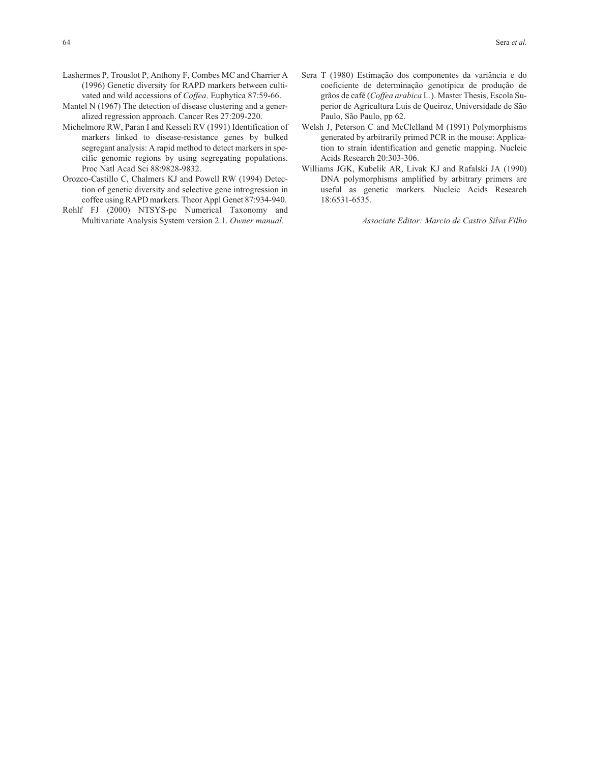Lashermes P, Trouslot P, Anthony F, Combes MC and Charrier A (1996) Genetic diversity for RAPD markers between cultivated and wild accessions of *Coffea*. Euphytica 87:59-66.

Mantel N (1967) The detection of disease clustering and a generalized regression approach. Cancer Res 27:209-220.

Michelmore RW, Paran I and Kesseli RV (1991) Identification of markers linked to disease-resistance genes by bulked segregant analysis: A rapid method to detect markers in specific genomic regions by using segregating populations. Proc Natl Acad Sci 88:9828-9832.

Orozco-Castillo C, Chalmers KJ and Powell RW (1994) Detection of genetic diversity and selective gene introgression in coffee using RAPD markers. Theor Appl Genet 87:934-940.

Rohlf FJ (2000) NTSYS-pc Numerical Taxonomy and Multivariate Analysis System version 2.1. *Owner manual*.

Sera T (1980) Estimação dos componentes da variância e do coeficiente de determinação genotípica de produção de grãos de café (*Coffea arabica* L.). Master Thesis, Escola Superior de Agricultura Luis de Queiroz, Universidade de São Paulo, São Paulo, pp 62.

Welsh J, Peterson C and McClelland M (1991) Polymorphisms generated by arbitrarily primed PCR in the mouse: Application to strain identification and genetic mapping. Nucleic Acids Research 20:303-306.

Williams JGK, Kubelik AR, Livak KJ and Rafalski JA (1990) DNA polymorphisms amplified by arbitrary primers are useful as genetic markers. Nucleic Acids Research 18:6531-6535.

*Associate Editor: Marcio de Castro Silva Filho*